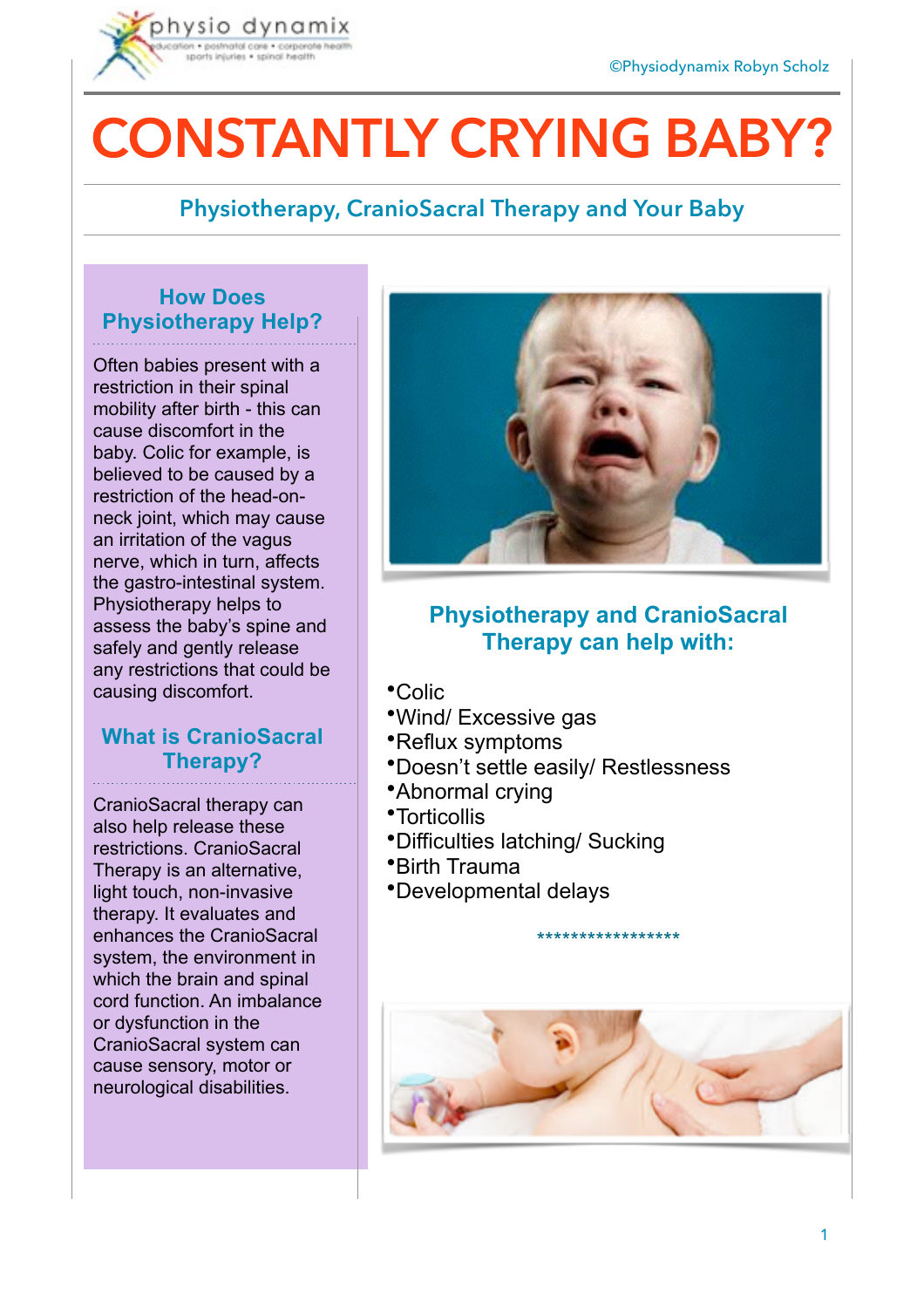©Physiodynamix Robyn Scholz

# CONSTANTLY CRYING BABY?

## Physiotherapy, CranioSacral Therapy and Your Baby

### How Does Physiotherapy Help?

Often babies present with a restriction in their spinal mobility after birth - this can cause discomfort in the baby. Colic for example, is believed to be caused by a restriction of the head-on-neck joint, which may cause an irritation of the vagus nerve, which in turn, affects the gastro-intestinal system. Physiotherapy helps to assess the baby's spine and safely and gently release any restrictions that could be causing discomfort.

### What is CranioSacral Therapy?

CranioSacral therapy can also help release these restrictions. CranioSacral Therapy is an alternative, light touch, non-invasive therapy. It evaluates and enhances the CranioSacral system, the environment in which the brain and spinal cord function. An imbalance or dysfunction in the CranioSacral system can cause sensory, motor or neurological disabilities.

### Physiotherapy and CranioSacral Therapy can help with:

- Colic
- Wind/ Excessive gas
- Reflux symptoms
- Doesn't settle easily/ Restlessness
- Abnormal crying
- Torticollis
- Difficulties latching/ Sucking
- Birth Trauma
- Developmental delays

*****************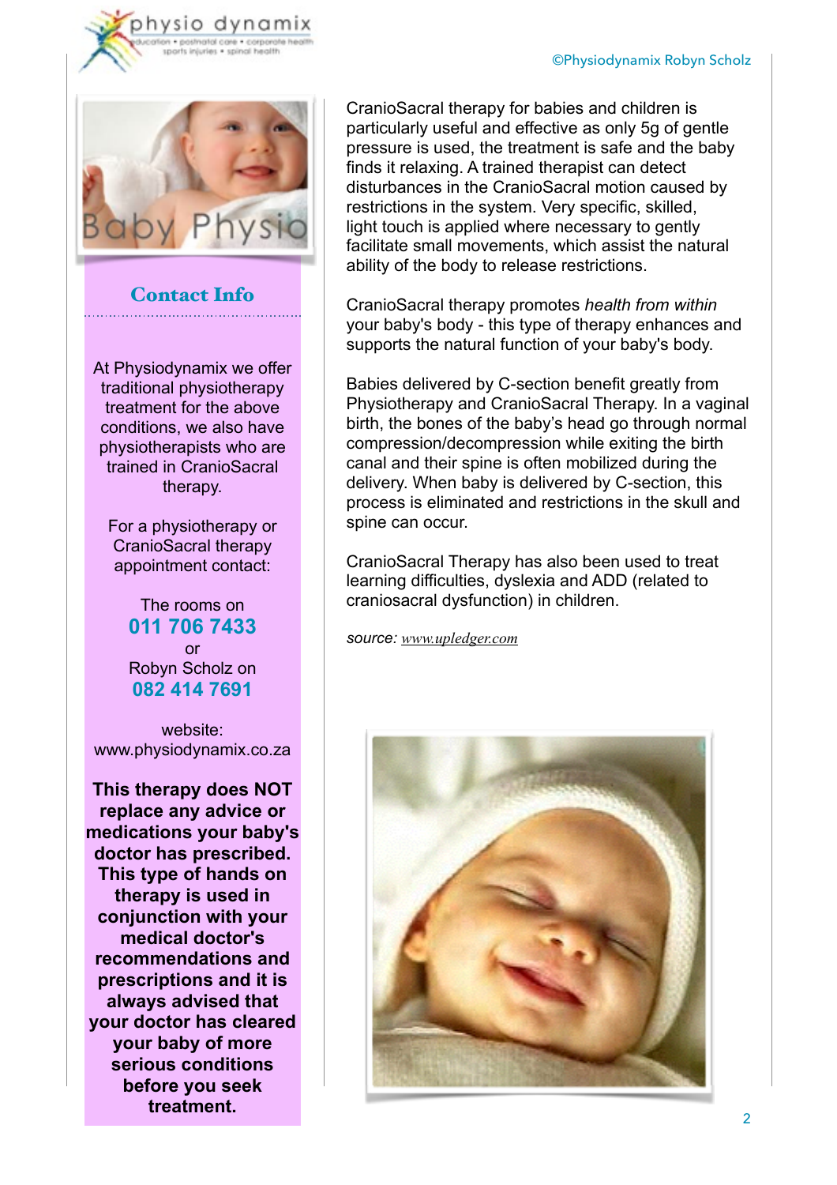## Contact Info

At Physiodynamix we offer traditional physiotherapy treatment for the above conditions, we also have physiotherapists who are trained in CranioSacral therapy.

For a physiotherapy or CranioSacral therapy appointment contact:

The rooms on
**011 706 7433**
or
Robyn Scholz on
**082 414 7691**

website:
www.physiodynamix.co.za

**This therapy does NOT replace any advice or medications your baby's doctor has prescribed. This type of hands on therapy is used in conjunction with your medical doctor's recommendations and prescriptions and it is always advised that your doctor has cleared your baby of more serious conditions before you seek treatment.**

CranioSacral therapy for babies and children is particularly useful and effective as only 5g of gentle pressure is used, the treatment is safe and the baby finds it relaxing. A trained therapist can detect disturbances in the CranioSacral motion caused by restrictions in the system. Very specific, skilled, light touch is applied where necessary to gently facilitate small movements, which assist the natural ability of the body to release restrictions.

CranioSacral therapy promotes *health from within* your baby's body - this type of therapy enhances and supports the natural function of your baby's body.

Babies delivered by C-section benefit greatly from Physiotherapy and CranioSacral Therapy. In a vaginal birth, the bones of the baby's head go through normal compression/decompression while exiting the birth canal and their spine is often mobilized during the delivery. When baby is delivered by C-section, this process is eliminated and restrictions in the skull and spine can occur.

CranioSacral Therapy has also been used to treat learning difficulties, dyslexia and ADD (related to craniosacral dysfunction) in children.

*source: www.upledger.com*